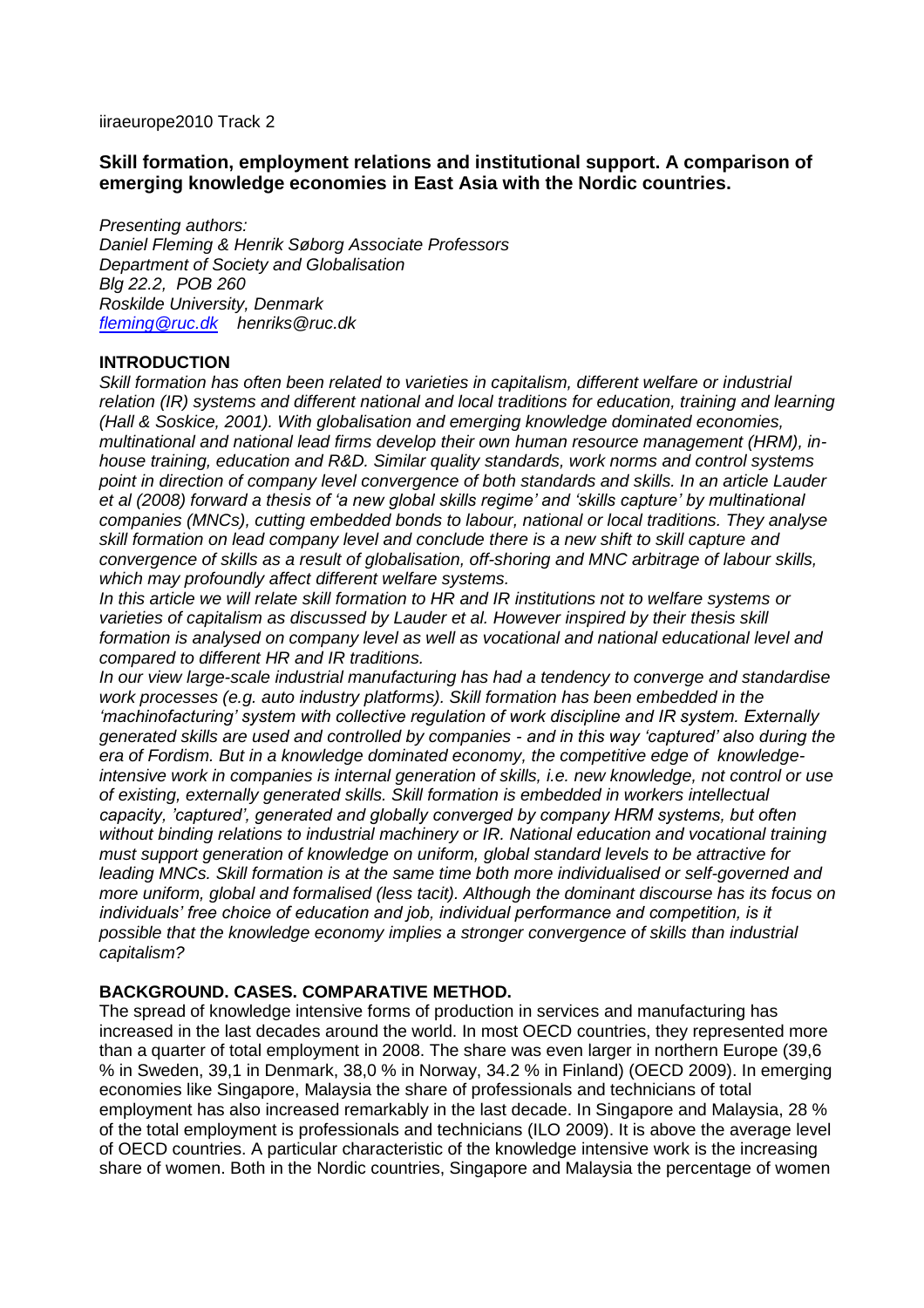iiraeurope2010 Track 2

## Skill formation, employment relations and institutional support. A comparison of emerging knowledge economies in East Asia with the Nordic countries.

*Presenting authors:*
*Daniel Fleming & Henrik Søborg Associate Professors*
*Department of Society and Globalisation*
*Blg 22.2, POB 260*
*Roskilde University, Denmark*
*[fleming@ruc.dk](mailto:fleming@ruc.dk) henriks@ruc.dk*

### INTRODUCTION

*Skill formation has often been related to varieties in capitalism, different welfare or industrial relation (IR) systems and different national and local traditions for education, training and learning (Hall & Soskice, 2001). With globalisation and emerging knowledge dominated economies, multinational and national lead firms develop their own human resource management (HRM), in-house training, education and R&D. Similar quality standards, work norms and control systems point in direction of company level convergence of both standards and skills. In an article Lauder et al (2008) forward a thesis of 'a new global skills regime' and 'skills capture' by multinational companies (MNCs), cutting embedded bonds to labour, national or local traditions. They analyse skill formation on lead company level and conclude there is a new shift to skill capture and convergence of skills as a result of globalisation, off-shoring and MNC arbitrage of labour skills, which may profoundly affect different welfare systems.*

*In this article we will relate skill formation to HR and IR institutions not to welfare systems or varieties of capitalism as discussed by Lauder et al. However inspired by their thesis skill formation is analysed on company level as well as vocational and national educational level and compared to different HR and IR traditions.*

*In our view large-scale industrial manufacturing has had a tendency to converge and standardise work processes (e.g. auto industry platforms). Skill formation has been embedded in the 'machinofacturing' system with collective regulation of work discipline and IR system. Externally generated skills are used and controlled by companies - and in this way 'captured' also during the era of Fordism. But in a knowledge dominated economy, the competitive edge of knowledge-intensive work in companies is internal generation of skills, i.e. new knowledge, not control or use of existing, externally generated skills. Skill formation is embedded in workers intellectual capacity, 'captured', generated and globally converged by company HRM systems, but often without binding relations to industrial machinery or IR. National education and vocational training must support generation of knowledge on uniform, global standard levels to be attractive for leading MNCs. Skill formation is at the same time both more individualised or self-governed and more uniform, global and formalised (less tacit). Although the dominant discourse has its focus on individuals' free choice of education and job, individual performance and competition, is it possible that the knowledge economy implies a stronger convergence of skills than industrial capitalism?*

### BACKGROUND. CASES. COMPARATIVE METHOD.

The spread of knowledge intensive forms of production in services and manufacturing has increased in the last decades around the world. In most OECD countries, they represented more than a quarter of total employment in 2008. The share was even larger in northern Europe (39,6 % in Sweden, 39,1 in Denmark, 38,0 % in Norway, 34.2 % in Finland) (OECD 2009). In emerging economies like Singapore, Malaysia the share of professionals and technicians of total employment has also increased remarkably in the last decade. In Singapore and Malaysia, 28 % of the total employment is professionals and technicians (ILO 2009). It is above the average level of OECD countries. A particular characteristic of the knowledge intensive work is the increasing share of women. Both in the Nordic countries, Singapore and Malaysia the percentage of women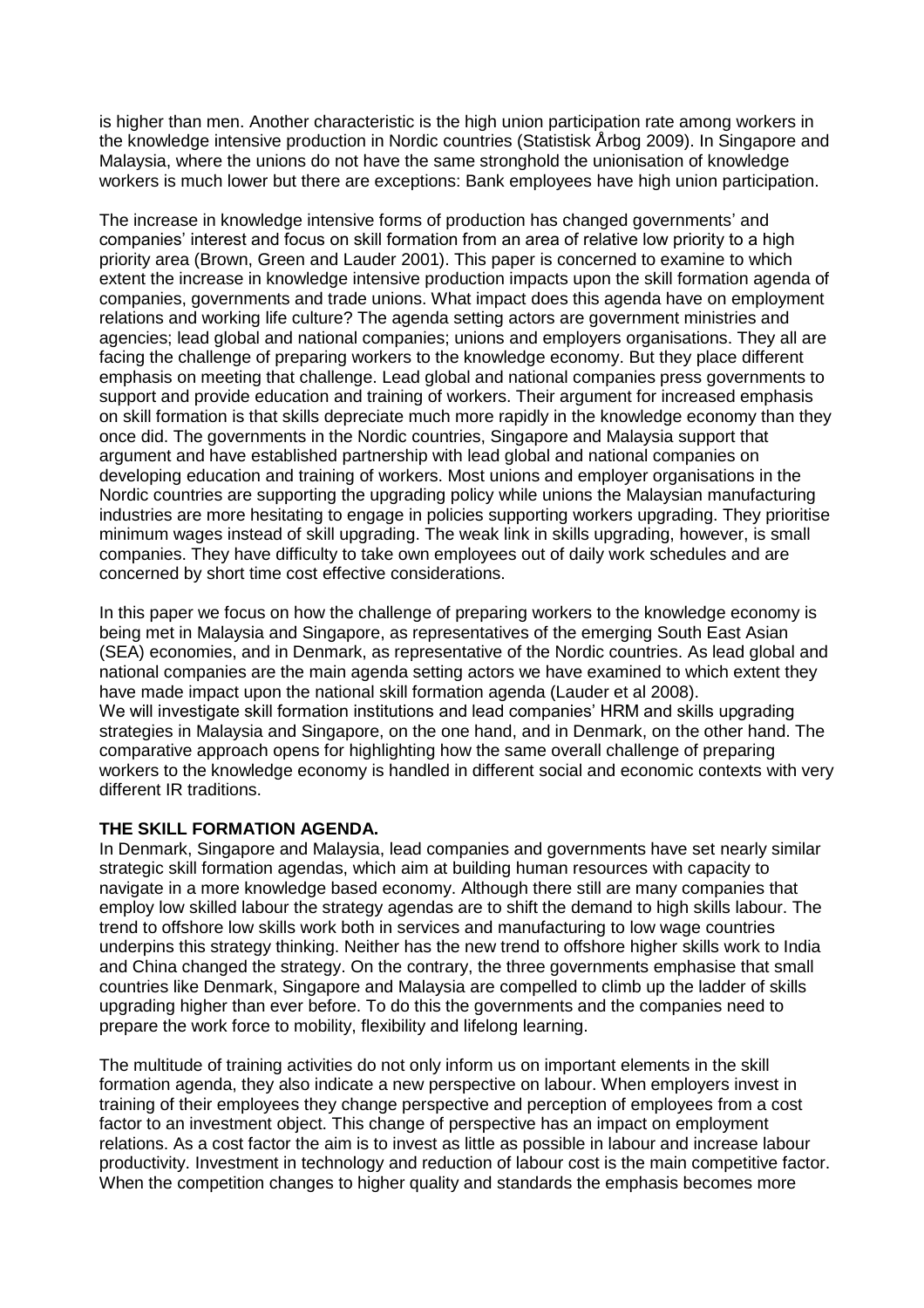is higher than men. Another characteristic is the high union participation rate among workers in the knowledge intensive production in Nordic countries (Statistisk Årbog 2009). In Singapore and Malaysia, where the unions do not have the same stronghold the unionisation of knowledge workers is much lower but there are exceptions: Bank employees have high union participation.

The increase in knowledge intensive forms of production has changed governments' and companies' interest and focus on skill formation from an area of relative low priority to a high priority area (Brown, Green and Lauder 2001). This paper is concerned to examine to which extent the increase in knowledge intensive production impacts upon the skill formation agenda of companies, governments and trade unions. What impact does this agenda have on employment relations and working life culture? The agenda setting actors are government ministries and agencies; lead global and national companies; unions and employers organisations. They all are facing the challenge of preparing workers to the knowledge economy. But they place different emphasis on meeting that challenge. Lead global and national companies press governments to support and provide education and training of workers. Their argument for increased emphasis on skill formation is that skills depreciate much more rapidly in the knowledge economy than they once did. The governments in the Nordic countries, Singapore and Malaysia support that argument and have established partnership with lead global and national companies on developing education and training of workers. Most unions and employer organisations in the Nordic countries are supporting the upgrading policy while unions the Malaysian manufacturing industries are more hesitating to engage in policies supporting workers upgrading. They prioritise minimum wages instead of skill upgrading. The weak link in skills upgrading, however, is small companies. They have difficulty to take own employees out of daily work schedules and are concerned by short time cost effective considerations.

In this paper we focus on how the challenge of preparing workers to the knowledge economy is being met in Malaysia and Singapore, as representatives of the emerging South East Asian (SEA) economies, and in Denmark, as representative of the Nordic countries. As lead global and national companies are the main agenda setting actors we have examined to which extent they have made impact upon the national skill formation agenda (Lauder et al 2008).
We will investigate skill formation institutions and lead companies' HRM and skills upgrading strategies in Malaysia and Singapore, on the one hand, and in Denmark, on the other hand. The comparative approach opens for highlighting how the same overall challenge of preparing workers to the knowledge economy is handled in different social and economic contexts with very different IR traditions.

## THE SKILL FORMATION AGENDA.

In Denmark, Singapore and Malaysia, lead companies and governments have set nearly similar strategic skill formation agendas, which aim at building human resources with capacity to navigate in a more knowledge based economy. Although there still are many companies that employ low skilled labour the strategy agendas are to shift the demand to high skills labour. The trend to offshore low skills work both in services and manufacturing to low wage countries underpins this strategy thinking. Neither has the new trend to offshore higher skills work to India and China changed the strategy. On the contrary, the three governments emphasise that small countries like Denmark, Singapore and Malaysia are compelled to climb up the ladder of skills upgrading higher than ever before. To do this the governments and the companies need to prepare the work force to mobility, flexibility and lifelong learning.

The multitude of training activities do not only inform us on important elements in the skill formation agenda, they also indicate a new perspective on labour. When employers invest in training of their employees they change perspective and perception of employees from a cost factor to an investment object. This change of perspective has an impact on employment relations. As a cost factor the aim is to invest as little as possible in labour and increase labour productivity. Investment in technology and reduction of labour cost is the main competitive factor. When the competition changes to higher quality and standards the emphasis becomes more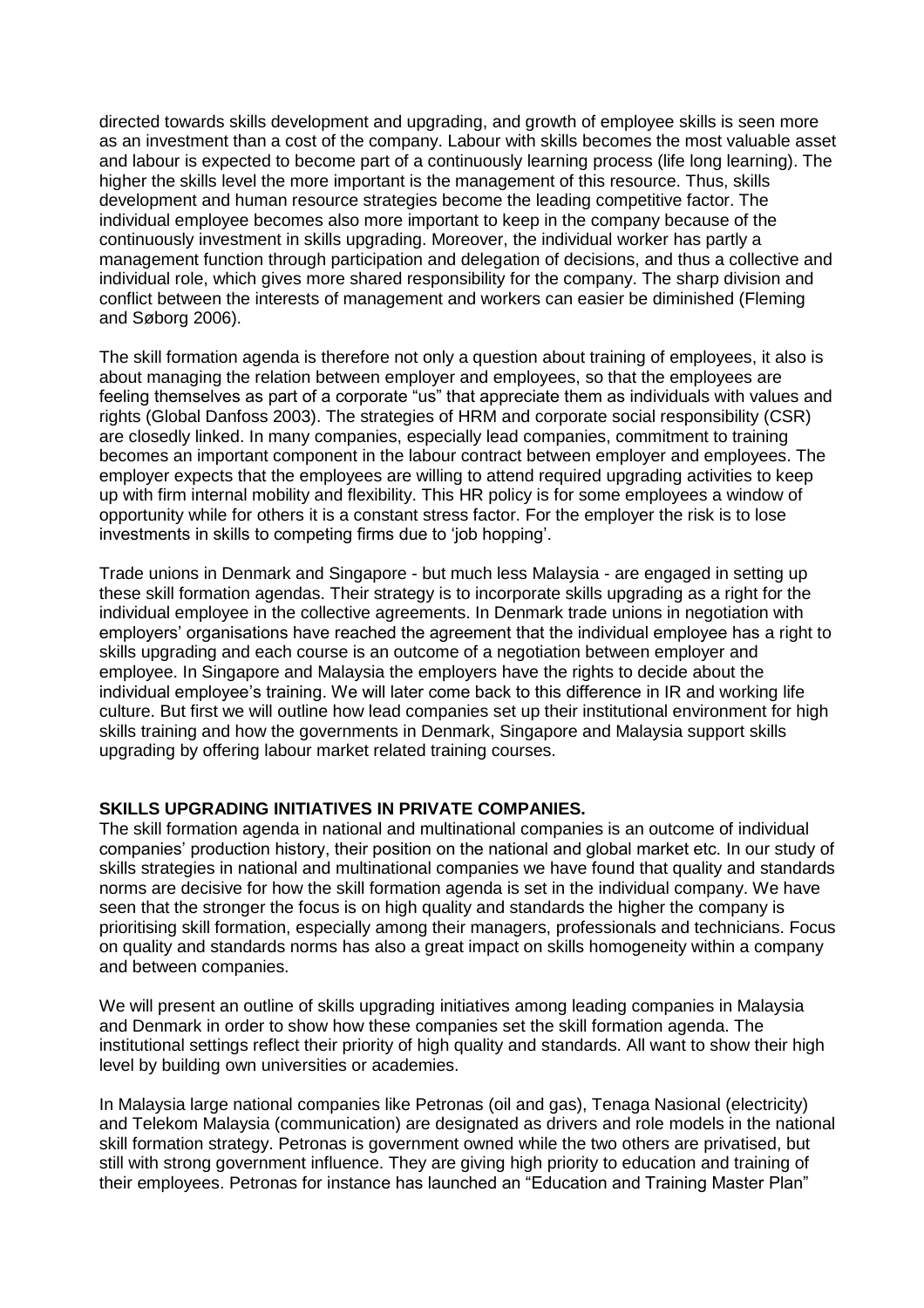directed towards skills development and upgrading, and growth of employee skills is seen more as an investment than a cost of the company. Labour with skills becomes the most valuable asset and labour is expected to become part of a continuously learning process (life long learning). The higher the skills level the more important is the management of this resource. Thus, skills development and human resource strategies become the leading competitive factor. The individual employee becomes also more important to keep in the company because of the continuously investment in skills upgrading. Moreover, the individual worker has partly a management function through participation and delegation of decisions, and thus a collective and individual role, which gives more shared responsibility for the company. The sharp division and conflict between the interests of management and workers can easier be diminished (Fleming and Søborg 2006).

The skill formation agenda is therefore not only a question about training of employees, it also is about managing the relation between employer and employees, so that the employees are feeling themselves as part of a corporate "us" that appreciate them as individuals with values and rights (Global Danfoss 2003). The strategies of HRM and corporate social responsibility (CSR) are closedly linked. In many companies, especially lead companies, commitment to training becomes an important component in the labour contract between employer and employees. The employer expects that the employees are willing to attend required upgrading activities to keep up with firm internal mobility and flexibility. This HR policy is for some employees a window of opportunity while for others it is a constant stress factor. For the employer the risk is to lose investments in skills to competing firms due to 'job hopping'.

Trade unions in Denmark and Singapore - but much less Malaysia - are engaged in setting up these skill formation agendas. Their strategy is to incorporate skills upgrading as a right for the individual employee in the collective agreements. In Denmark trade unions in negotiation with employers' organisations have reached the agreement that the individual employee has a right to skills upgrading and each course is an outcome of a negotiation between employer and employee. In Singapore and Malaysia the employers have the rights to decide about the individual employee's training. We will later come back to this difference in IR and working life culture. But first we will outline how lead companies set up their institutional environment for high skills training and how the governments in Denmark, Singapore and Malaysia support skills upgrading by offering labour market related training courses.

## SKILLS UPGRADING INITIATIVES IN PRIVATE COMPANIES.

The skill formation agenda in national and multinational companies is an outcome of individual companies' production history, their position on the national and global market etc. In our study of skills strategies in national and multinational companies we have found that quality and standards norms are decisive for how the skill formation agenda is set in the individual company. We have seen that the stronger the focus is on high quality and standards the higher the company is prioritising skill formation, especially among their managers, professionals and technicians. Focus on quality and standards norms has also a great impact on skills homogeneity within a company and between companies.

We will present an outline of skills upgrading initiatives among leading companies in Malaysia and Denmark in order to show how these companies set the skill formation agenda. The institutional settings reflect their priority of high quality and standards. All want to show their high level by building own universities or academies.

In Malaysia large national companies like Petronas (oil and gas), Tenaga Nasional (electricity) and Telekom Malaysia (communication) are designated as drivers and role models in the national skill formation strategy. Petronas is government owned while the two others are privatised, but still with strong government influence. They are giving high priority to education and training of their employees. Petronas for instance has launched an "Education and Training Master Plan"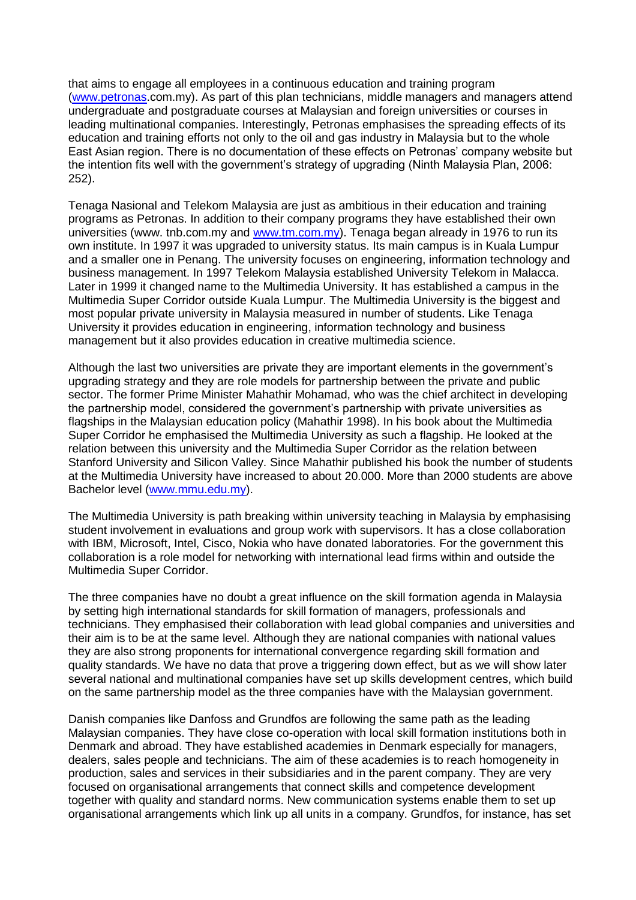that aims to engage all employees in a continuous education and training program (www.petronas.com.my). As part of this plan technicians, middle managers and managers attend undergraduate and postgraduate courses at Malaysian and foreign universities or courses in leading multinational companies. Interestingly, Petronas emphasises the spreading effects of its education and training efforts not only to the oil and gas industry in Malaysia but to the whole East Asian region. There is no documentation of these effects on Petronas' company website but the intention fits well with the government's strategy of upgrading (Ninth Malaysia Plan, 2006: 252).

Tenaga Nasional and Telekom Malaysia are just as ambitious in their education and training programs as Petronas. In addition to their company programs they have established their own universities (www. tnb.com.my and www.tm.com.my). Tenaga began already in 1976 to run its own institute. In 1997 it was upgraded to university status. Its main campus is in Kuala Lumpur and a smaller one in Penang. The university focuses on engineering, information technology and business management. In 1997 Telekom Malaysia established University Telekom in Malacca. Later in 1999 it changed name to the Multimedia University. It has established a campus in the Multimedia Super Corridor outside Kuala Lumpur. The Multimedia University is the biggest and most popular private university in Malaysia measured in number of students. Like Tenaga University it provides education in engineering, information technology and business management but it also provides education in creative multimedia science.

Although the last two universities are private they are important elements in the government's upgrading strategy and they are role models for partnership between the private and public sector. The former Prime Minister Mahathir Mohamad, who was the chief architect in developing the partnership model, considered the government's partnership with private universities as flagships in the Malaysian education policy (Mahathir 1998). In his book about the Multimedia Super Corridor he emphasised the Multimedia University as such a flagship. He looked at the relation between this university and the Multimedia Super Corridor as the relation between Stanford University and Silicon Valley. Since Mahathir published his book the number of students at the Multimedia University have increased to about 20.000. More than 2000 students are above Bachelor level (www.mmu.edu.my).

The Multimedia University is path breaking within university teaching in Malaysia by emphasising student involvement in evaluations and group work with supervisors. It has a close collaboration with IBM, Microsoft, Intel, Cisco, Nokia who have donated laboratories. For the government this collaboration is a role model for networking with international lead firms within and outside the Multimedia Super Corridor.

The three companies have no doubt a great influence on the skill formation agenda in Malaysia by setting high international standards for skill formation of managers, professionals and technicians. They emphasised their collaboration with lead global companies and universities and their aim is to be at the same level. Although they are national companies with national values they are also strong proponents for international convergence regarding skill formation and quality standards. We have no data that prove a triggering down effect, but as we will show later several national and multinational companies have set up skills development centres, which build on the same partnership model as the three companies have with the Malaysian government.

Danish companies like Danfoss and Grundfos are following the same path as the leading Malaysian companies. They have close co-operation with local skill formation institutions both in Denmark and abroad. They have established academies in Denmark especially for managers, dealers, sales people and technicians. The aim of these academies is to reach homogeneity in production, sales and services in their subsidiaries and in the parent company. They are very focused on organisational arrangements that connect skills and competence development together with quality and standard norms. New communication systems enable them to set up organisational arrangements which link up all units in a company. Grundfos, for instance, has set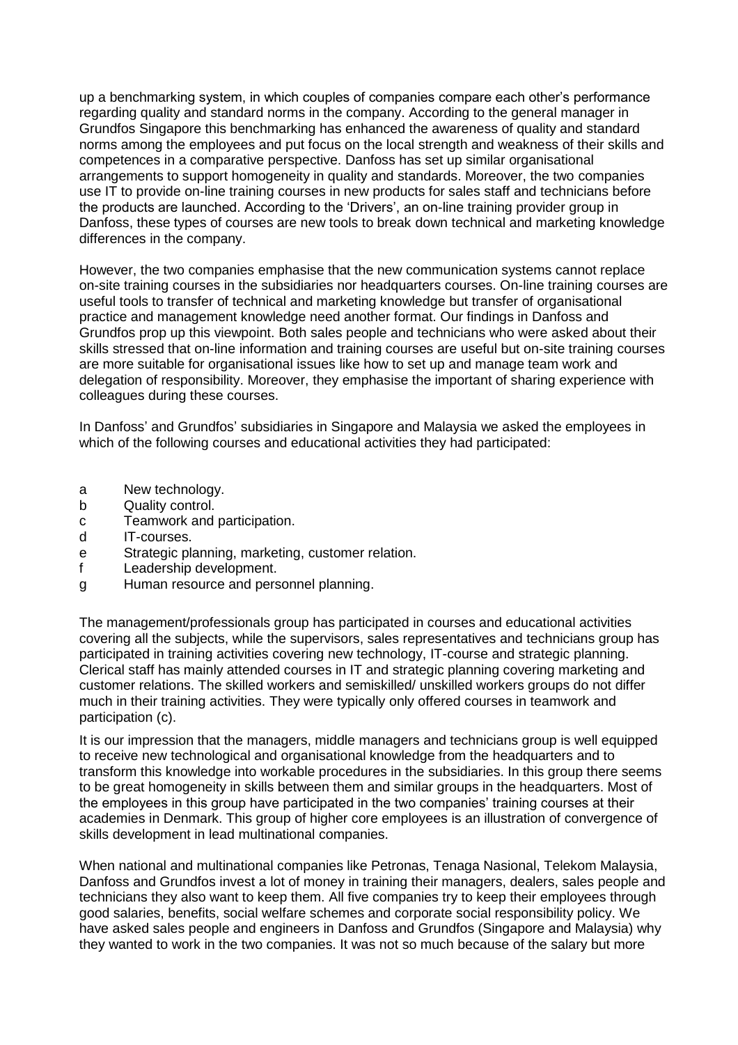up a benchmarking system, in which couples of companies compare each other's performance regarding quality and standard norms in the company. According to the general manager in Grundfos Singapore this benchmarking has enhanced the awareness of quality and standard norms among the employees and put focus on the local strength and weakness of their skills and competences in a comparative perspective. Danfoss has set up similar organisational arrangements to support homogeneity in quality and standards. Moreover, the two companies use IT to provide on-line training courses in new products for sales staff and technicians before the products are launched. According to the 'Drivers', an on-line training provider group in Danfoss, these types of courses are new tools to break down technical and marketing knowledge differences in the company.

However, the two companies emphasise that the new communication systems cannot replace on-site training courses in the subsidiaries nor headquarters courses. On-line training courses are useful tools to transfer of technical and marketing knowledge but transfer of organisational practice and management knowledge need another format. Our findings in Danfoss and Grundfos prop up this viewpoint. Both sales people and technicians who were asked about their skills stressed that on-line information and training courses are useful but on-site training courses are more suitable for organisational issues like how to set up and manage team work and delegation of responsibility. Moreover, they emphasise the important of sharing experience with colleagues during these courses.

In Danfoss' and Grundfos' subsidiaries in Singapore and Malaysia we asked the employees in which of the following courses and educational activities they had participated:

- a New technology.
- b Quality control.
- c Teamwork and participation.
- d IT-courses.
- e Strategic planning, marketing, customer relation.
- f Leadership development.
- g Human resource and personnel planning.

The management/professionals group has participated in courses and educational activities covering all the subjects, while the supervisors, sales representatives and technicians group has participated in training activities covering new technology, IT-course and strategic planning. Clerical staff has mainly attended courses in IT and strategic planning covering marketing and customer relations. The skilled workers and semiskilled/ unskilled workers groups do not differ much in their training activities. They were typically only offered courses in teamwork and participation (c).

It is our impression that the managers, middle managers and technicians group is well equipped to receive new technological and organisational knowledge from the headquarters and to transform this knowledge into workable procedures in the subsidiaries. In this group there seems to be great homogeneity in skills between them and similar groups in the headquarters. Most of the employees in this group have participated in the two companies' training courses at their academies in Denmark. This group of higher core employees is an illustration of convergence of skills development in lead multinational companies.

When national and multinational companies like Petronas, Tenaga Nasional, Telekom Malaysia, Danfoss and Grundfos invest a lot of money in training their managers, dealers, sales people and technicians they also want to keep them. All five companies try to keep their employees through good salaries, benefits, social welfare schemes and corporate social responsibility policy. We have asked sales people and engineers in Danfoss and Grundfos (Singapore and Malaysia) why they wanted to work in the two companies. It was not so much because of the salary but more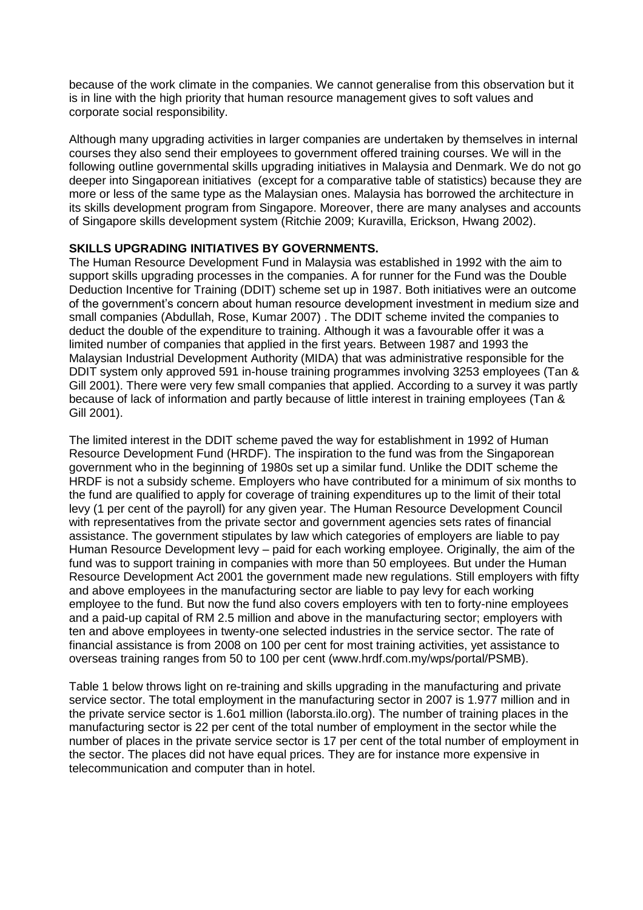because of the work climate in the companies. We cannot generalise from this observation but it is in line with the high priority that human resource management gives to soft values and corporate social responsibility.

Although many upgrading activities in larger companies are undertaken by themselves in internal courses they also send their employees to government offered training courses. We will in the following outline governmental skills upgrading initiatives in Malaysia and Denmark. We do not go deeper into Singaporean initiatives (except for a comparative table of statistics) because they are more or less of the same type as the Malaysian ones. Malaysia has borrowed the architecture in its skills development program from Singapore. Moreover, there are many analyses and accounts of Singapore skills development system (Ritchie 2009; Kuravilla, Erickson, Hwang 2002).

**SKILLS UPGRADING INITIATIVES BY GOVERNMENTS.**

The Human Resource Development Fund in Malaysia was established in 1992 with the aim to support skills upgrading processes in the companies. A for runner for the Fund was the Double Deduction Incentive for Training (DDIT) scheme set up in 1987. Both initiatives were an outcome of the government's concern about human resource development investment in medium size and small companies (Abdullah, Rose, Kumar 2007) . The DDIT scheme invited the companies to deduct the double of the expenditure to training. Although it was a favourable offer it was a limited number of companies that applied in the first years. Between 1987 and 1993 the Malaysian Industrial Development Authority (MIDA) that was administrative responsible for the DDIT system only approved 591 in-house training programmes involving 3253 employees (Tan & Gill 2001). There were very few small companies that applied. According to a survey it was partly because of lack of information and partly because of little interest in training employees (Tan & Gill 2001).

The limited interest in the DDIT scheme paved the way for establishment in 1992 of Human Resource Development Fund (HRDF). The inspiration to the fund was from the Singaporean government who in the beginning of 1980s set up a similar fund. Unlike the DDIT scheme the HRDF is not a subsidy scheme. Employers who have contributed for a minimum of six months to the fund are qualified to apply for coverage of training expenditures up to the limit of their total levy (1 per cent of the payroll) for any given year. The Human Resource Development Council with representatives from the private sector and government agencies sets rates of financial assistance. The government stipulates by law which categories of employers are liable to pay Human Resource Development levy – paid for each working employee. Originally, the aim of the fund was to support training in companies with more than 50 employees. But under the Human Resource Development Act 2001 the government made new regulations. Still employers with fifty and above employees in the manufacturing sector are liable to pay levy for each working employee to the fund. But now the fund also covers employers with ten to forty-nine employees and a paid-up capital of RM 2.5 million and above in the manufacturing sector; employers with ten and above employees in twenty-one selected industries in the service sector. The rate of financial assistance is from 2008 on 100 per cent for most training activities, yet assistance to overseas training ranges from 50 to 100 per cent (www.hrdf.com.my/wps/portal/PSMB).

Table 1 below throws light on re-training and skills upgrading in the manufacturing and private service sector. The total employment in the manufacturing sector in 2007 is 1.977 million and in the private service sector is 1.6o1 million (laborsta.ilo.org). The number of training places in the manufacturing sector is 22 per cent of the total number of employment in the sector while the number of places in the private service sector is 17 per cent of the total number of employment in the sector. The places did not have equal prices. They are for instance more expensive in telecommunication and computer than in hotel.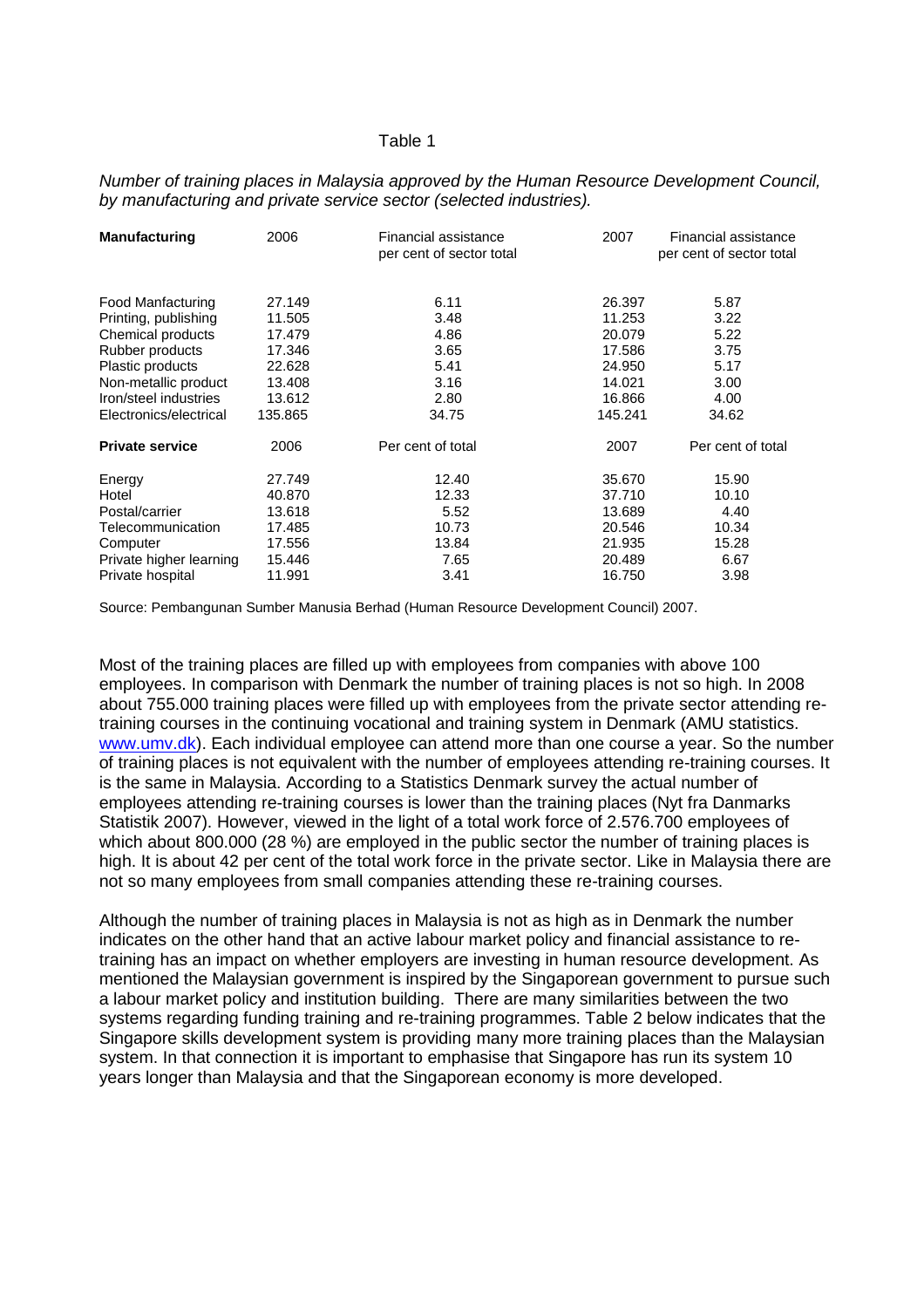Table 1

*Number of training places in Malaysia approved by the Human Resource Development Council, by manufacturing and private service sector (selected industries).*

| **Manufacturing** | 2006 | Financial assistance per cent of sector total | 2007 | Financial assistance per cent of sector total |
|---|---|---|---|---|
| Food Manfacturing | 27.149 | 6.11 | 26.397 | 5.87 |
| Printing, publishing | 11.505 | 3.48 | 11.253 | 3.22 |
| Chemical products | 17.479 | 4.86 | 20.079 | 5.22 |
| Rubber products | 17.346 | 3.65 | 17.586 | 3.75 |
| Plastic products | 22.628 | 5.41 | 24.950 | 5.17 |
| Non-metallic product | 13.408 | 3.16 | 14.021 | 3.00 |
| Iron/steel industries | 13.612 | 2.80 | 16.866 | 4.00 |
| Electronics/electrical | 135.865 | 34.75 | 145.241 | 34.62 |
| **Private service** | 2006 | Per cent of total | 2007 | Per cent of total |
| Energy | 27.749 | 12.40 | 35.670 | 15.90 |
| Hotel | 40.870 | 12.33 | 37.710 | 10.10 |
| Postal/carrier | 13.618 | 5.52 | 13.689 | 4.40 |
| Telecommunication | 17.485 | 10.73 | 20.546 | 10.34 |
| Computer | 17.556 | 13.84 | 21.935 | 15.28 |
| Private higher learning | 15.446 | 7.65 | 20.489 | 6.67 |
| Private hospital | 11.991 | 3.41 | 16.750 | 3.98 |

Source: Pembangunan Sumber Manusia Berhad (Human Resource Development Council) 2007.

Most of the training places are filled up with employees from companies with above 100 employees. In comparison with Denmark the number of training places is not so high. In 2008 about 755.000 training places were filled up with employees from the private sector attending re-training courses in the continuing vocational and training system in Denmark (AMU statistics. www.umv.dk). Each individual employee can attend more than one course a year. So the number of training places is not equivalent with the number of employees attending re-training courses. It is the same in Malaysia. According to a Statistics Denmark survey the actual number of employees attending re-training courses is lower than the training places (Nyt fra Danmarks Statistik 2007). However, viewed in the light of a total work force of 2.576.700 employees of which about 800.000 (28 %) are employed in the public sector the number of training places is high. It is about 42 per cent of the total work force in the private sector. Like in Malaysia there are not so many employees from small companies attending these re-training courses.

Although the number of training places in Malaysia is not as high as in Denmark the number indicates on the other hand that an active labour market policy and financial assistance to re-training has an impact on whether employers are investing in human resource development. As mentioned the Malaysian government is inspired by the Singaporean government to pursue such a labour market policy and institution building. There are many similarities between the two systems regarding funding training and re-training programmes. Table 2 below indicates that the Singapore skills development system is providing many more training places than the Malaysian system. In that connection it is important to emphasise that Singapore has run its system 10 years longer than Malaysia and that the Singaporean economy is more developed.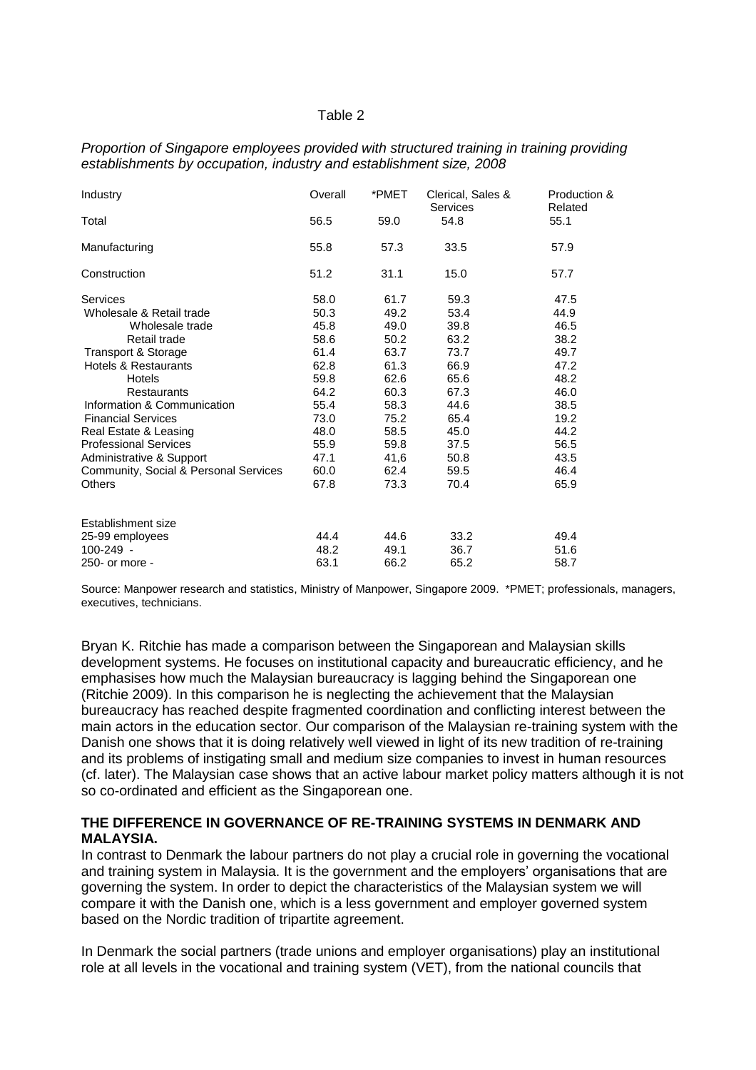Table 2

*Proportion of Singapore employees provided with structured training in training providing establishments by occupation, industry and establishment size, 2008*

| Industry | Overall | *PMET | Clerical, Sales & Services | Production & Related |
|---|---|---|---|---|
| Total | 56.5 | 59.0 | 54.8 | 55.1 |
| Manufacturing | 55.8 | 57.3 | 33.5 | 57.9 |
| Construction | 51.2 | 31.1 | 15.0 | 57.7 |
| Services | 58.0 | 61.7 | 59.3 | 47.5 |
| Wholesale & Retail trade | 50.3 | 49.2 | 53.4 | 44.9 |
| Wholesale trade | 45.8 | 49.0 | 39.8 | 46.5 |
| Retail trade | 58.6 | 50.2 | 63.2 | 38.2 |
| Transport & Storage | 61.4 | 63.7 | 73.7 | 49.7 |
| Hotels & Restaurants | 62.8 | 61.3 | 66.9 | 47.2 |
| Hotels | 59.8 | 62.6 | 65.6 | 48.2 |
| Restaurants | 64.2 | 60.3 | 67.3 | 46.0 |
| Information & Communication | 55.4 | 58.3 | 44.6 | 38.5 |
| Financial Services | 73.0 | 75.2 | 65.4 | 19.2 |
| Real Estate & Leasing | 48.0 | 58.5 | 45.0 | 44.2 |
| Professional Services | 55.9 | 59.8 | 37.5 | 56.5 |
| Administrative & Support | 47.1 | 41,6 | 50.8 | 43.5 |
| Community, Social & Personal Services | 60.0 | 62.4 | 59.5 | 46.4 |
| Others | 67.8 | 73.3 | 70.4 | 65.9 |
| Establishment size | | | | |
| 25-99 employees | 44.4 | 44.6 | 33.2 | 49.4 |
| 100-249 - | 48.2 | 49.1 | 36.7 | 51.6 |
| 250- or more - | 63.1 | 66.2 | 65.2 | 58.7 |

Source: Manpower research and statistics, Ministry of Manpower, Singapore 2009. *PMET; professionals, managers, executives, technicians.

Bryan K. Ritchie has made a comparison between the Singaporean and Malaysian skills development systems. He focuses on institutional capacity and bureaucratic efficiency, and he emphasises how much the Malaysian bureaucracy is lagging behind the Singaporean one (Ritchie 2009). In this comparison he is neglecting the achievement that the Malaysian bureaucracy has reached despite fragmented coordination and conflicting interest between the main actors in the education sector. Our comparison of the Malaysian re-training system with the Danish one shows that it is doing relatively well viewed in light of its new tradition of re-training and its problems of instigating small and medium size companies to invest in human resources (cf. later). The Malaysian case shows that an active labour market policy matters although it is not so co-ordinated and efficient as the Singaporean one.

**THE DIFFERENCE IN GOVERNANCE OF RE-TRAINING SYSTEMS IN DENMARK AND MALAYSIA.**

In contrast to Denmark the labour partners do not play a crucial role in governing the vocational and training system in Malaysia. It is the government and the employers' organisations that are governing the system. In order to depict the characteristics of the Malaysian system we will compare it with the Danish one, which is a less government and employer governed system based on the Nordic tradition of tripartite agreement.

In Denmark the social partners (trade unions and employer organisations) play an institutional role at all levels in the vocational and training system (VET), from the national councils that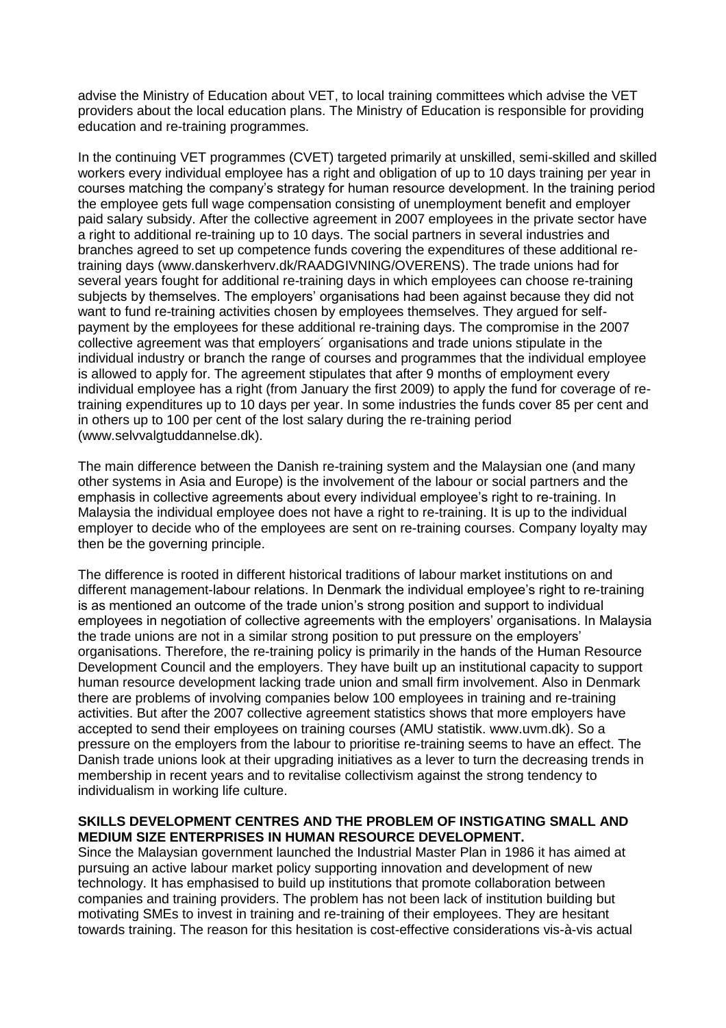advise the Ministry of Education about VET, to local training committees which advise the VET providers about the local education plans. The Ministry of Education is responsible for providing education and re-training programmes.

In the continuing VET programmes (CVET) targeted primarily at unskilled, semi-skilled and skilled workers every individual employee has a right and obligation of up to 10 days training per year in courses matching the company's strategy for human resource development. In the training period the employee gets full wage compensation consisting of unemployment benefit and employer paid salary subsidy. After the collective agreement in 2007 employees in the private sector have a right to additional re-training up to 10 days. The social partners in several industries and branches agreed to set up competence funds covering the expenditures of these additional re-training days (www.danskerhverv.dk/RAADGIVNING/OVERENS). The trade unions had for several years fought for additional re-training days in which employees can choose re-training subjects by themselves. The employers' organisations had been against because they did not want to fund re-training activities chosen by employees themselves. They argued for self-payment by the employees for these additional re-training days. The compromise in the 2007 collective agreement was that employers´ organisations and trade unions stipulate in the individual industry or branch the range of courses and programmes that the individual employee is allowed to apply for. The agreement stipulates that after 9 months of employment every individual employee has a right (from January the first 2009) to apply the fund for coverage of re-training expenditures up to 10 days per year. In some industries the funds cover 85 per cent and in others up to 100 per cent of the lost salary during the re-training period (www.selvvalgtuddannelse.dk).

The main difference between the Danish re-training system and the Malaysian one (and many other systems in Asia and Europe) is the involvement of the labour or social partners and the emphasis in collective agreements about every individual employee's right to re-training. In Malaysia the individual employee does not have a right to re-training. It is up to the individual employer to decide who of the employees are sent on re-training courses. Company loyalty may then be the governing principle.

The difference is rooted in different historical traditions of labour market institutions on and different management-labour relations. In Denmark the individual employee's right to re-training is as mentioned an outcome of the trade union's strong position and support to individual employees in negotiation of collective agreements with the employers' organisations. In Malaysia the trade unions are not in a similar strong position to put pressure on the employers' organisations. Therefore, the re-training policy is primarily in the hands of the Human Resource Development Council and the employers. They have built up an institutional capacity to support human resource development lacking trade union and small firm involvement. Also in Denmark there are problems of involving companies below 100 employees in training and re-training activities. But after the 2007 collective agreement statistics shows that more employers have accepted to send their employees on training courses (AMU statistik. www.uvm.dk). So a pressure on the employers from the labour to prioritise re-training seems to have an effect. The Danish trade unions look at their upgrading initiatives as a lever to turn the decreasing trends in membership in recent years and to revitalise collectivism against the strong tendency to individualism in working life culture.

## SKILLS DEVELOPMENT CENTRES AND THE PROBLEM OF INSTIGATING SMALL AND MEDIUM SIZE ENTERPRISES IN HUMAN RESOURCE DEVELOPMENT.

Since the Malaysian government launched the Industrial Master Plan in 1986 it has aimed at pursuing an active labour market policy supporting innovation and development of new technology. It has emphasised to build up institutions that promote collaboration between companies and training providers. The problem has not been lack of institution building but motivating SMEs to invest in training and re-training of their employees. They are hesitant towards training. The reason for this hesitation is cost-effective considerations vis-à-vis actual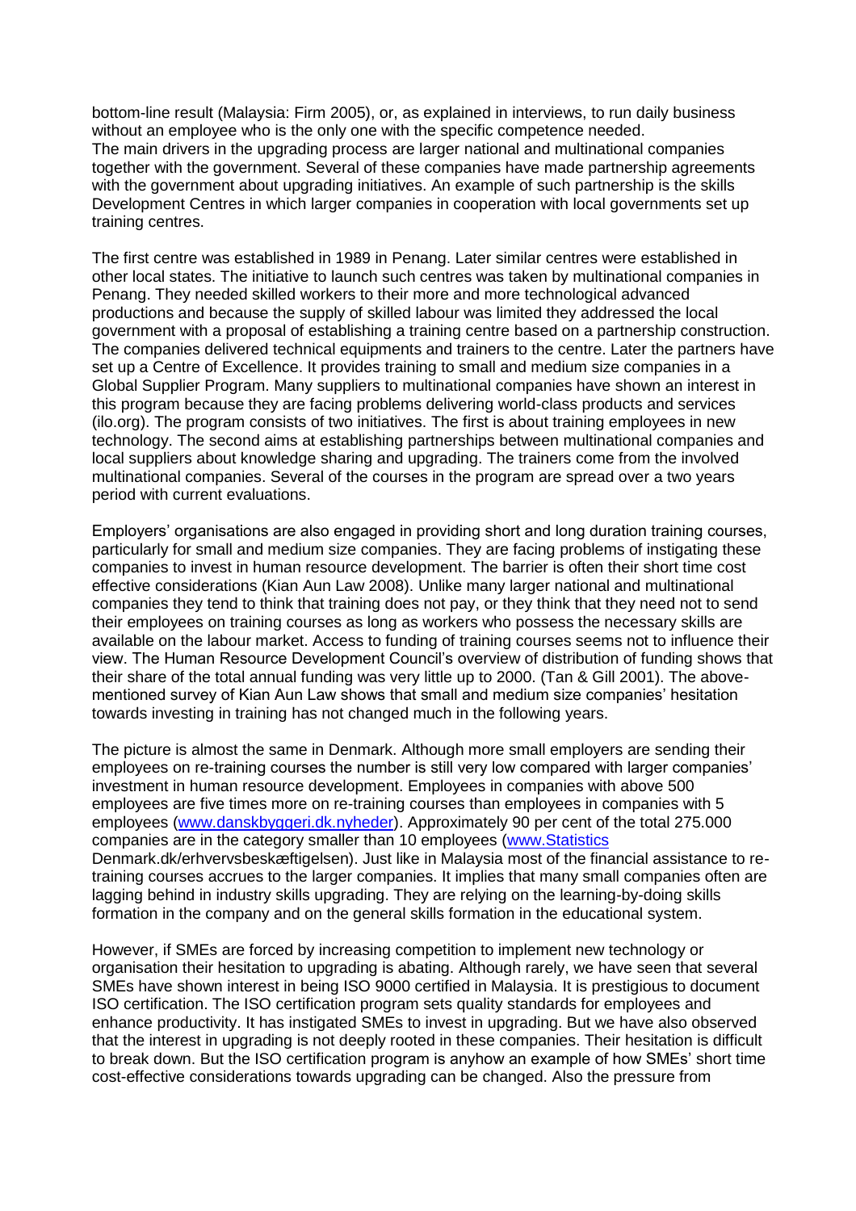bottom-line result (Malaysia: Firm 2005), or, as explained in interviews, to run daily business without an employee who is the only one with the specific competence needed.
The main drivers in the upgrading process are larger national and multinational companies together with the government. Several of these companies have made partnership agreements with the government about upgrading initiatives. An example of such partnership is the skills Development Centres in which larger companies in cooperation with local governments set up training centres.

The first centre was established in 1989 in Penang. Later similar centres were established in other local states. The initiative to launch such centres was taken by multinational companies in Penang. They needed skilled workers to their more and more technological advanced productions and because the supply of skilled labour was limited they addressed the local government with a proposal of establishing a training centre based on a partnership construction. The companies delivered technical equipments and trainers to the centre. Later the partners have set up a Centre of Excellence. It provides training to small and medium size companies in a Global Supplier Program. Many suppliers to multinational companies have shown an interest in this program because they are facing problems delivering world-class products and services (ilo.org). The program consists of two initiatives. The first is about training employees in new technology. The second aims at establishing partnerships between multinational companies and local suppliers about knowledge sharing and upgrading. The trainers come from the involved multinational companies. Several of the courses in the program are spread over a two years period with current evaluations.

Employers' organisations are also engaged in providing short and long duration training courses, particularly for small and medium size companies. They are facing problems of instigating these companies to invest in human resource development. The barrier is often their short time cost effective considerations (Kian Aun Law 2008). Unlike many larger national and multinational companies they tend to think that training does not pay, or they think that they need not to send their employees on training courses as long as workers who possess the necessary skills are available on the labour market. Access to funding of training courses seems not to influence their view. The Human Resource Development Council's overview of distribution of funding shows that their share of the total annual funding was very little up to 2000. (Tan & Gill 2001). The above-mentioned survey of Kian Aun Law shows that small and medium size companies' hesitation towards investing in training has not changed much in the following years.

The picture is almost the same in Denmark. Although more small employers are sending their employees on re-training courses the number is still very low compared with larger companies' investment in human resource development. Employees in companies with above 500 employees are five times more on re-training courses than employees in companies with 5 employees (www.danskbyggeri.dk.nyheder). Approximately 90 per cent of the total 275.000 companies are in the category smaller than 10 employees (www.Statistics Denmark.dk/erhvervsbeskæftigelsen). Just like in Malaysia most of the financial assistance to re-training courses accrues to the larger companies. It implies that many small companies often are lagging behind in industry skills upgrading. They are relying on the learning-by-doing skills formation in the company and on the general skills formation in the educational system.

However, if SMEs are forced by increasing competition to implement new technology or organisation their hesitation to upgrading is abating. Although rarely, we have seen that several SMEs have shown interest in being ISO 9000 certified in Malaysia. It is prestigious to document ISO certification. The ISO certification program sets quality standards for employees and enhance productivity. It has instigated SMEs to invest in upgrading. But we have also observed that the interest in upgrading is not deeply rooted in these companies. Their hesitation is difficult to break down. But the ISO certification program is anyhow an example of how SMEs' short time cost-effective considerations towards upgrading can be changed. Also the pressure from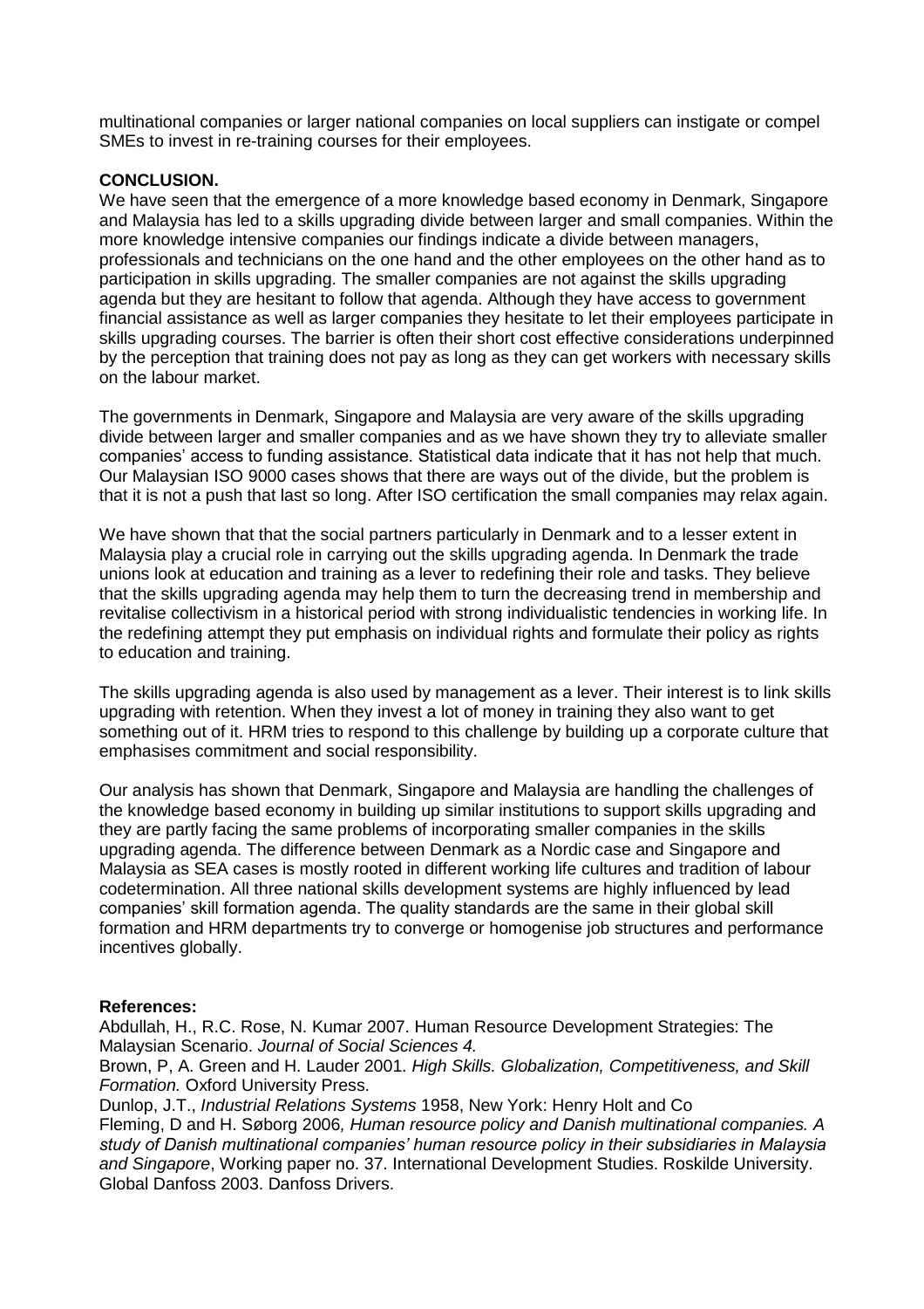multinational companies or larger national companies on local suppliers can instigate or compel SMEs to invest in re-training courses for their employees.

## CONCLUSION.

We have seen that the emergence of a more knowledge based economy in Denmark, Singapore and Malaysia has led to a skills upgrading divide between larger and small companies. Within the more knowledge intensive companies our findings indicate a divide between managers, professionals and technicians on the one hand and the other employees on the other hand as to participation in skills upgrading. The smaller companies are not against the skills upgrading agenda but they are hesitant to follow that agenda. Although they have access to government financial assistance as well as larger companies they hesitate to let their employees participate in skills upgrading courses. The barrier is often their short cost effective considerations underpinned by the perception that training does not pay as long as they can get workers with necessary skills on the labour market.

The governments in Denmark, Singapore and Malaysia are very aware of the skills upgrading divide between larger and smaller companies and as we have shown they try to alleviate smaller companies' access to funding assistance. Statistical data indicate that it has not help that much. Our Malaysian ISO 9000 cases shows that there are ways out of the divide, but the problem is that it is not a push that last so long. After ISO certification the small companies may relax again.

We have shown that that the social partners particularly in Denmark and to a lesser extent in Malaysia play a crucial role in carrying out the skills upgrading agenda. In Denmark the trade unions look at education and training as a lever to redefining their role and tasks. They believe that the skills upgrading agenda may help them to turn the decreasing trend in membership and revitalise collectivism in a historical period with strong individualistic tendencies in working life. In the redefining attempt they put emphasis on individual rights and formulate their policy as rights to education and training.

The skills upgrading agenda is also used by management as a lever. Their interest is to link skills upgrading with retention. When they invest a lot of money in training they also want to get something out of it. HRM tries to respond to this challenge by building up a corporate culture that emphasises commitment and social responsibility.

Our analysis has shown that Denmark, Singapore and Malaysia are handling the challenges of the knowledge based economy in building up similar institutions to support skills upgrading and they are partly facing the same problems of incorporating smaller companies in the skills upgrading agenda. The difference between Denmark as a Nordic case and Singapore and Malaysia as SEA cases is mostly rooted in different working life cultures and tradition of labour codetermination. All three national skills development systems are highly influenced by lead companies' skill formation agenda. The quality standards are the same in their global skill formation and HRM departments try to converge or homogenise job structures and performance incentives globally.

## References:

Abdullah, H., R.C. Rose, N. Kumar 2007. Human Resource Development Strategies: The Malaysian Scenario. *Journal of Social Sciences 4.*

Brown, P, A. Green and H. Lauder 2001. *High Skills. Globalization, Competitiveness, and Skill Formation.* Oxford University Press.

Dunlop, J.T., *Industrial Relations Systems* 1958, New York: Henry Holt and Co

Fleming, D and H. Søborg 2006*, Human resource policy and Danish multinational companies. A study of Danish multinational companies' human resource policy in their subsidiaries in Malaysia and Singapore*, Working paper no. 37. International Development Studies. Roskilde University.

Global Danfoss 2003. Danfoss Drivers.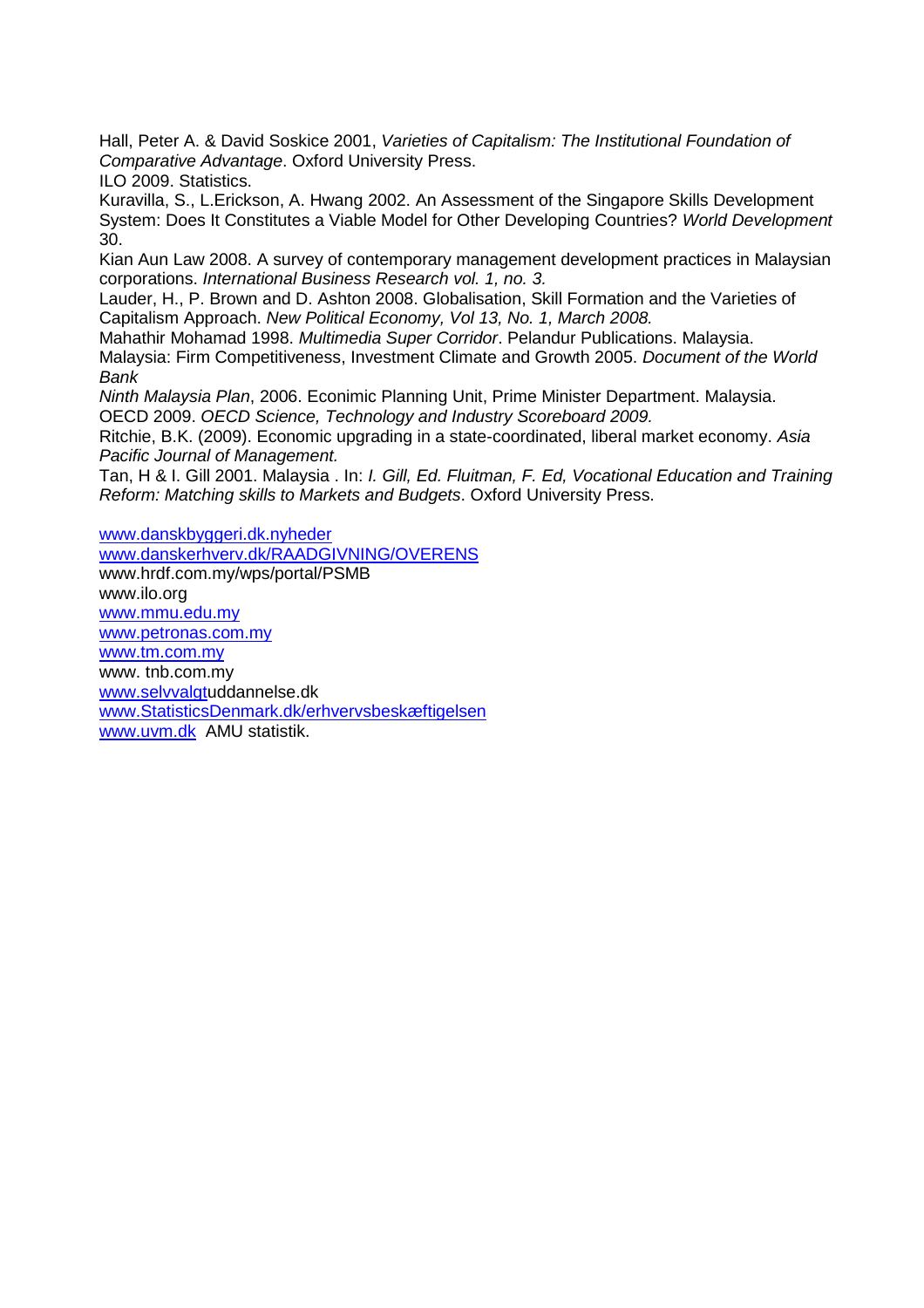Hall, Peter A. & David Soskice 2001, *Varieties of Capitalism: The Institutional Foundation of Comparative Advantage*. Oxford University Press.

ILO 2009. Statistics.

Kuravilla, S., L.Erickson, A. Hwang 2002. An Assessment of the Singapore Skills Development System: Does It Constitutes a Viable Model for Other Developing Countries? *World Development* 30.

Kian Aun Law 2008. A survey of contemporary management development practices in Malaysian corporations. *International Business Research vol. 1, no. 3.*

Lauder, H., P. Brown and D. Ashton 2008. Globalisation, Skill Formation and the Varieties of Capitalism Approach. *New Political Economy, Vol 13, No. 1, March 2008.*

Mahathir Mohamad 1998. *Multimedia Super Corridor*. Pelandur Publications. Malaysia.

Malaysia: Firm Competitiveness, Investment Climate and Growth 2005. *Document of the World Bank*

*Ninth Malaysia Plan*, 2006. Econimic Planning Unit, Prime Minister Department. Malaysia.

OECD 2009. *OECD Science, Technology and Industry Scoreboard 2009.*

Ritchie, B.K. (2009). Economic upgrading in a state-coordinated, liberal market economy. *Asia Pacific Journal of Management.*

Tan, H & I. Gill 2001. Malaysia . In: *I. Gill, Ed. Fluitman, F. Ed, Vocational Education and Training Reform: Matching skills to Markets and Budgets*. Oxford University Press.

www.danskbyggeri.dk.nyheder  
www.danskerhverv.dk/RAADGIVNING/OVERENS  
www.hrdf.com.my/wps/portal/PSMB  
www.ilo.org  
www.mmu.edu.my  
www.petronas.com.my  
www.tm.com.my  
www. tnb.com.my  
www.selvvalgtuddannelse.dk  
www.StatisticsDenmark.dk/erhvervsbeskæftigelsen  
www.uvm.dk AMU statistik.